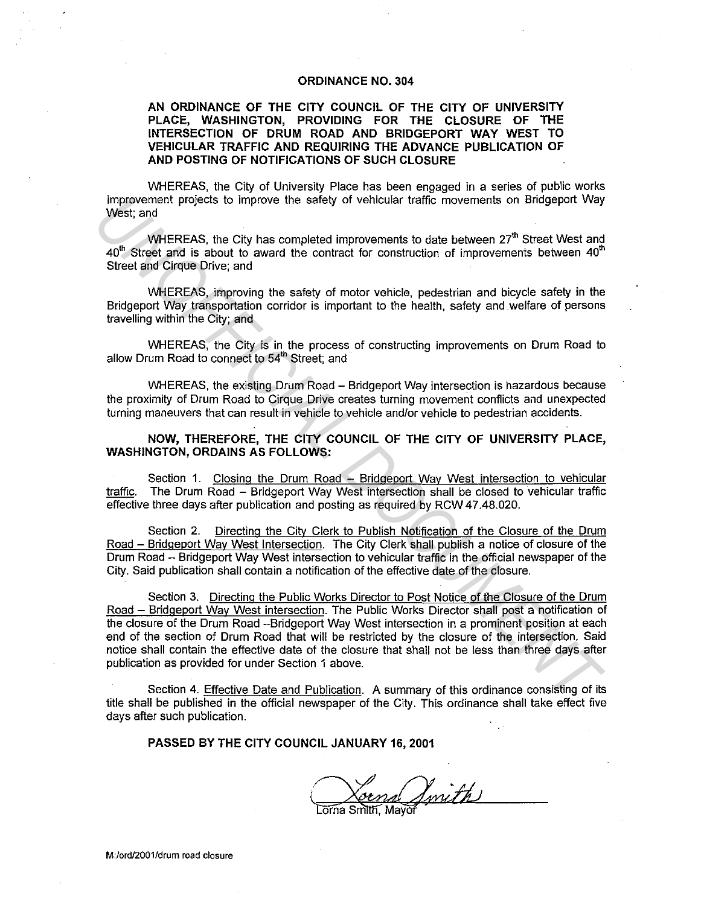# ORDINANCE NO. 304

## AN ORDINANCE OF THE CITY COUNCIL OF THE CITY OF UNIVERSITY PLACE, WASHINGTON, PROVIDING FOR THE CLOSURE OF THE INTERSECTION OF DRUM ROAD AND BRIDGEPORT WAY WEST TO VEHICULAR TRAFFIC AND REQUIRING THE ADVANCE PUBLICATION OF AND POSTING OF NOTIFICATIONS OF SUCH CLOSURE

WHEREAS, the City of University Place has been engaged in a series of public works improvement projects to improve the safety of vehicular traffic movements on Bridgeport Way West; and

WHEREAS, the City has completed improvements to date between 27th Street West and 40th Street and is about to award the contract for construction of improvements between 40th Street and Cirque Drive; and

WHEREAS, improving the safety of motor vehicle, pedestrian and bicycle safety in the Bridgeport Way transportation corridor is important to the health, safety and welfare of persons travelling within the City; and

WHEREAS, the City is in the process of constructing improvements on Drum Road to allow Drum Road to connect to 54th Street; and

WHEREAS, the existing Drum Road – Bridgeport Way intersection is hazardous because the proximity of Drum Road to Cirque Drive creates turning movement conflicts and unexpected turning maneuvers that can result in vehicle to vehicle and/or vehicle to pedestrian accidents.

**NOW, THEREFORE, THE CITY COUNCIL OF THE CITY OF UNIVERSITY PLACE, WASHINGTON, ORDAINS AS FOLLOWS:**

Section 1. Closing the Drum Road – Bridgeport Way West intersection to vehicular traffic. The Drum Road – Bridgeport Way West intersection shall be closed to vehicular traffic effective three days after publication and posting as required by RCW 47.48.020.

Section 2. Directing the City Clerk to Publish Notification of the Closure of the Drum Road – Bridgeport Way West Intersection. The City Clerk shall publish a notice of closure of the Drum Road – Bridgeport Way West intersection to vehicular traffic in the official newspaper of the City. Said publication shall contain a notification of the effective date of the closure.

Section 3. Directing the Public Works Director to Post Notice of the Closure of the Drum Road – Bridgeport Way West intersection. The Public Works Director shall post a notification of the closure of the Drum Road –Bridgeport Way West intersection in a prominent position at each end of the section of Drum Road that will be restricted by the closure of the intersection. Said notice shall contain the effective date of the closure that shall not be less than three days after publication as provided for under Section 1 above.

Section 4. Effective Date and Publication. A summary of this ordinance consisting of its title shall be published in the official newspaper of the City. This ordinance shall take effect five days after such publication.

**PASSED BY THE CITY COUNCIL JANUARY 16, 2001**

Lorna Smith
Lorna Smith, Mayor

M:/ord/2001/drum road closure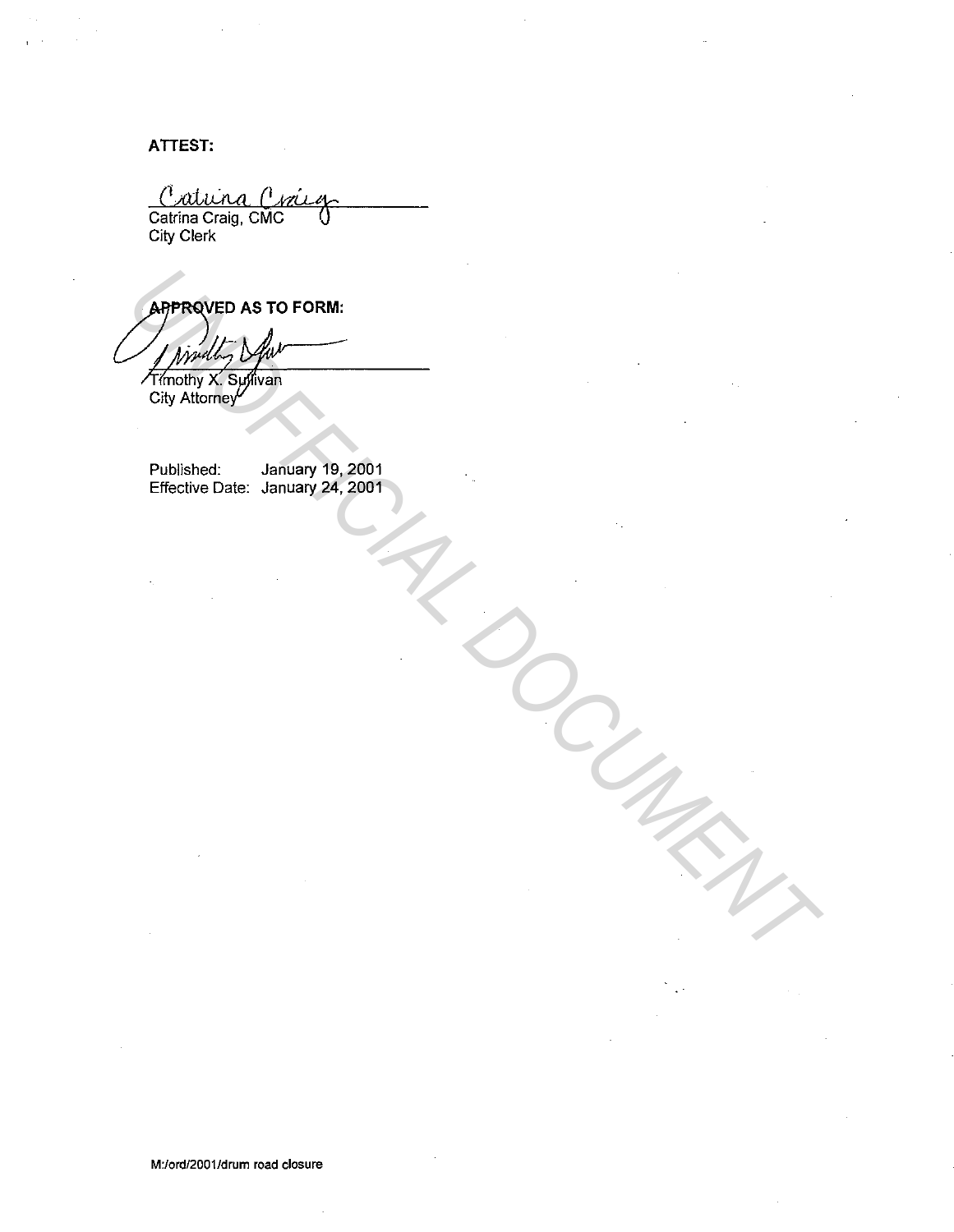**ATTEST:**

Catrina Craig, CMC
City Clerk

**APPROVED AS TO FORM:**

Timothy X. Sullivan
City Attorney

Published: January 19, 2001
Effective Date: January 24, 2001

UNOFFICIAL DOCUMENT

M:/ord/2001/drum road closure